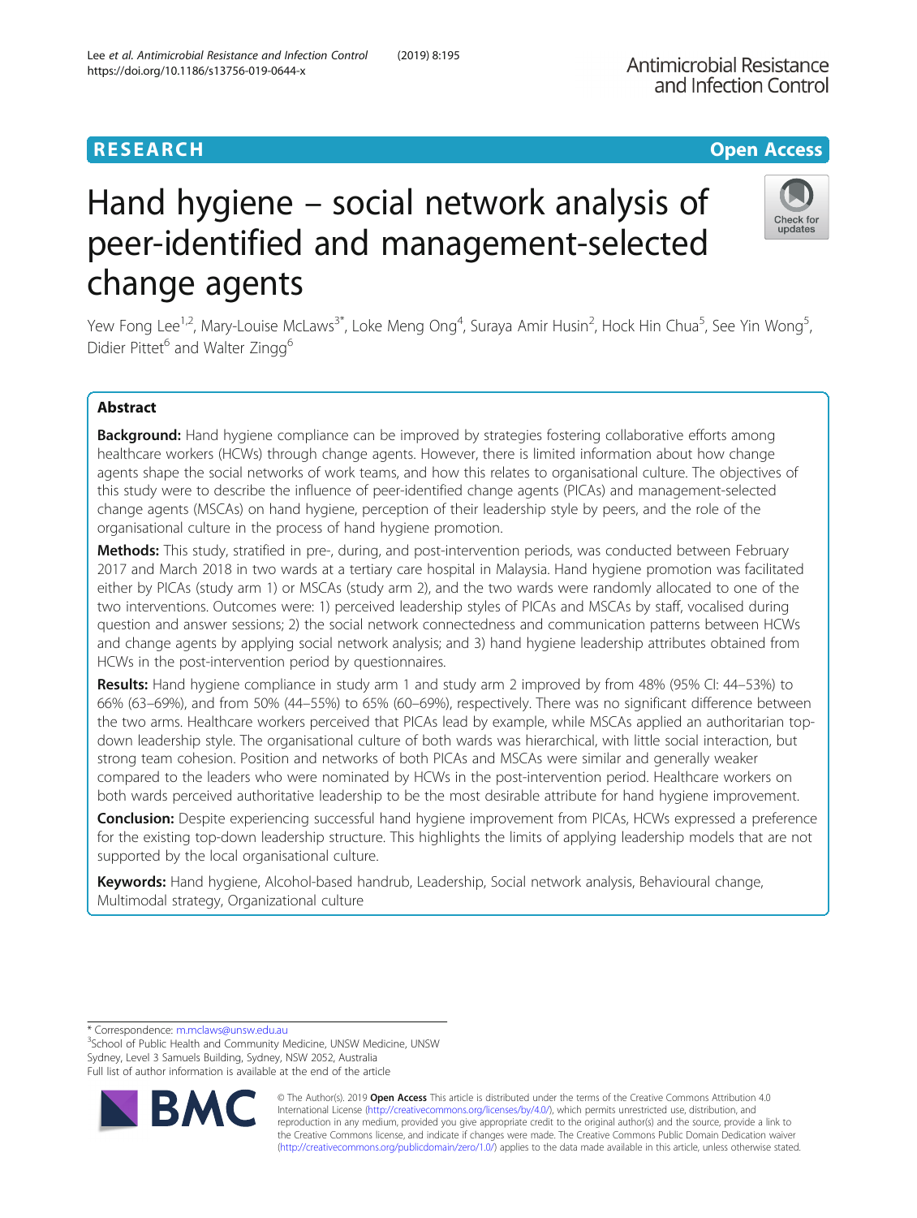RESEARCH Open Access

# Hand hygiene – social network analysis of peer-identified and management-selected change agents

Yew Fong Lee[1,2], Mary-Louise McLaws[3*], Loke Meng Ong[4], Suraya Amir Husin[2], Hock Hin Chua[5], See Yin Wong[5], Didier Pittet[6] and Walter Zingg[6]

## Abstract

**Background:** Hand hygiene compliance can be improved by strategies fostering collaborative efforts among healthcare workers (HCWs) through change agents. However, there is limited information about how change agents shape the social networks of work teams, and how this relates to organisational culture. The objectives of this study were to describe the influence of peer-identified change agents (PICAs) and management-selected change agents (MSCAs) on hand hygiene, perception of their leadership style by peers, and the role of the organisational culture in the process of hand hygiene promotion.

**Methods:** This study, stratified in pre-, during, and post-intervention periods, was conducted between February 2017 and March 2018 in two wards at a tertiary care hospital in Malaysia. Hand hygiene promotion was facilitated either by PICAs (study arm 1) or MSCAs (study arm 2), and the two wards were randomly allocated to one of the two interventions. Outcomes were: 1) perceived leadership styles of PICAs and MSCAs by staff, vocalised during question and answer sessions; 2) the social network connectedness and communication patterns between HCWs and change agents by applying social network analysis; and 3) hand hygiene leadership attributes obtained from HCWs in the post-intervention period by questionnaires.

**Results:** Hand hygiene compliance in study arm 1 and study arm 2 improved by from 48% (95% CI: 44–53%) to 66% (63–69%), and from 50% (44–55%) to 65% (60–69%), respectively. There was no significant difference between the two arms. Healthcare workers perceived that PICAs lead by example, while MSCAs applied an authoritarian top-down leadership style. The organisational culture of both wards was hierarchical, with little social interaction, but strong team cohesion. Position and networks of both PICAs and MSCAs were similar and generally weaker compared to the leaders who were nominated by HCWs in the post-intervention period. Healthcare workers on both wards perceived authoritative leadership to be the most desirable attribute for hand hygiene improvement.

**Conclusion:** Despite experiencing successful hand hygiene improvement from PICAs, HCWs expressed a preference for the existing top-down leadership structure. This highlights the limits of applying leadership models that are not supported by the local organisational culture.

**Keywords:** Hand hygiene, Alcohol-based handrub, Leadership, Social network analysis, Behavioural change, Multimodal strategy, Organizational culture

\* Correspondence: m.mclaws@unsw.edu.au
[3]School of Public Health and Community Medicine, UNSW Medicine, UNSW Sydney, Level 3 Samuels Building, Sydney, NSW 2052, Australia
Full list of author information is available at the end of the article

© The Author(s). 2019 **Open Access** This article is distributed under the terms of the Creative Commons Attribution 4.0 International License (http://creativecommons.org/licenses/by/4.0/), which permits unrestricted use, distribution, and reproduction in any medium, provided you give appropriate credit to the original author(s) and the source, provide a link to the Creative Commons license, and indicate if changes were made. The Creative Commons Public Domain Dedication waiver (http://creativecommons.org/publicdomain/zero/1.0/) applies to the data made available in this article, unless otherwise stated.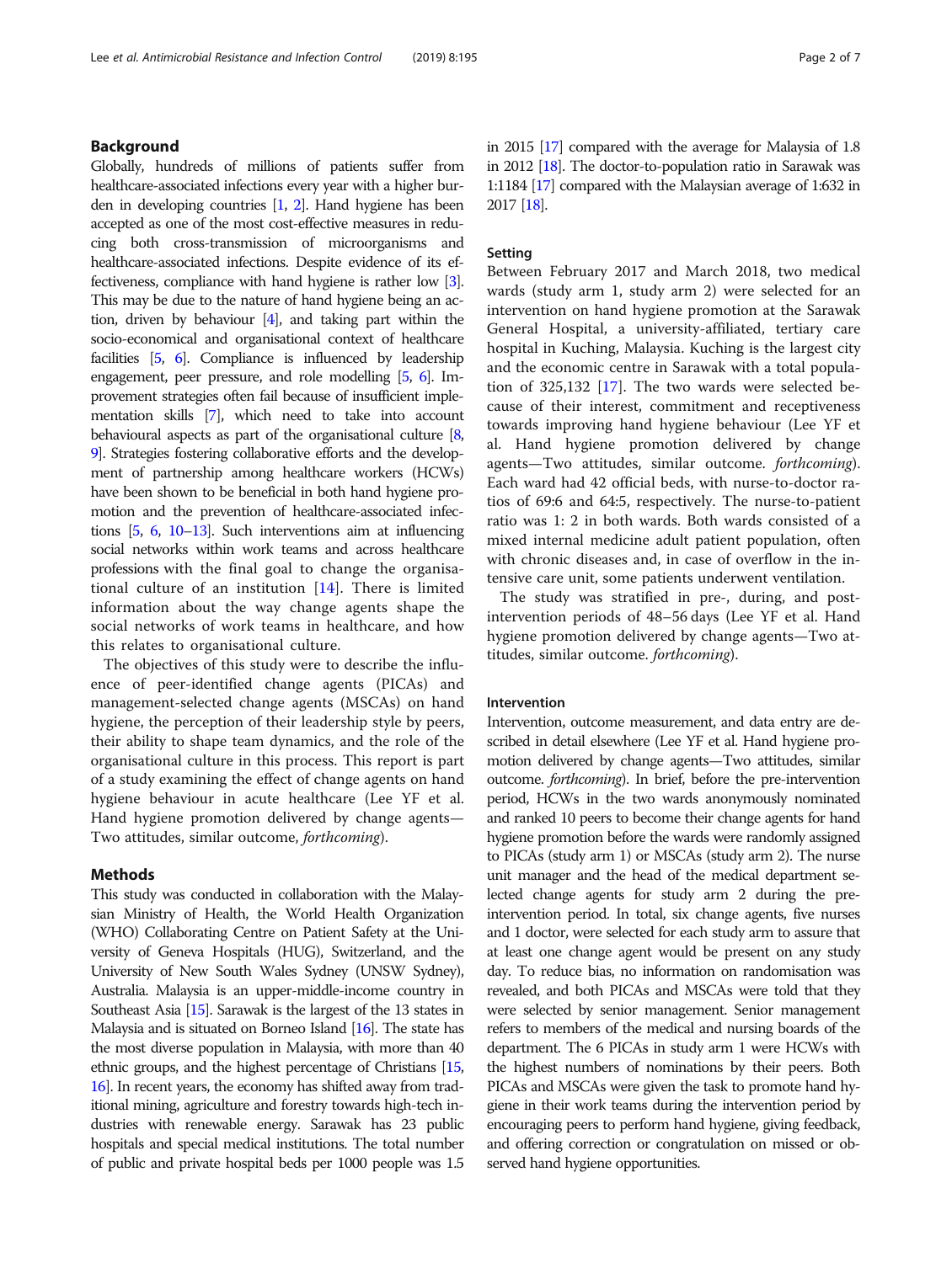## Background

Globally, hundreds of millions of patients suffer from healthcare-associated infections every year with a higher burden in developing countries [1, 2]. Hand hygiene has been accepted as one of the most cost-effective measures in reducing both cross-transmission of microorganisms and healthcare-associated infections. Despite evidence of its effectiveness, compliance with hand hygiene is rather low [3]. This may be due to the nature of hand hygiene being an action, driven by behaviour [4], and taking part within the socio-economical and organisational context of healthcare facilities [5, 6]. Compliance is influenced by leadership engagement, peer pressure, and role modelling [5, 6]. Improvement strategies often fail because of insufficient implementation skills [7], which need to take into account behavioural aspects as part of the organisational culture [8, 9]. Strategies fostering collaborative efforts and the development of partnership among healthcare workers (HCWs) have been shown to be beneficial in both hand hygiene promotion and the prevention of healthcare-associated infections [5, 6, 10–13]. Such interventions aim at influencing social networks within work teams and across healthcare professions with the final goal to change the organisational culture of an institution [14]. There is limited information about the way change agents shape the social networks of work teams in healthcare, and how this relates to organisational culture.

The objectives of this study were to describe the influence of peer-identified change agents (PICAs) and management-selected change agents (MSCAs) on hand hygiene, the perception of their leadership style by peers, their ability to shape team dynamics, and the role of the organisational culture in this process. This report is part of a study examining the effect of change agents on hand hygiene behaviour in acute healthcare (Lee YF et al. Hand hygiene promotion delivered by change agents—Two attitudes, similar outcome, *forthcoming*).

## Methods

This study was conducted in collaboration with the Malaysian Ministry of Health, the World Health Organization (WHO) Collaborating Centre on Patient Safety at the University of Geneva Hospitals (HUG), Switzerland, and the University of New South Wales Sydney (UNSW Sydney), Australia. Malaysia is an upper-middle-income country in Southeast Asia [15]. Sarawak is the largest of the 13 states in Malaysia and is situated on Borneo Island [16]. The state has the most diverse population in Malaysia, with more than 40 ethnic groups, and the highest percentage of Christians [15, 16]. In recent years, the economy has shifted away from traditional mining, agriculture and forestry towards high-tech industries with renewable energy. Sarawak has 23 public hospitals and special medical institutions. The total number of public and private hospital beds per 1000 people was 1.5 in 2015 [17] compared with the average for Malaysia of 1.8 in 2012 [18]. The doctor-to-population ratio in Sarawak was 1:1184 [17] compared with the Malaysian average of 1:632 in 2017 [18].

### Setting

Between February 2017 and March 2018, two medical wards (study arm 1, study arm 2) were selected for an intervention on hand hygiene promotion at the Sarawak General Hospital, a university-affiliated, tertiary care hospital in Kuching, Malaysia. Kuching is the largest city and the economic centre in Sarawak with a total population of 325,132 [17]. The two wards were selected because of their interest, commitment and receptiveness towards improving hand hygiene behaviour (Lee YF et al. Hand hygiene promotion delivered by change agents—Two attitudes, similar outcome. *forthcoming*). Each ward had 42 official beds, with nurse-to-doctor ratios of 69:6 and 64:5, respectively. The nurse-to-patient ratio was 1: 2 in both wards. Both wards consisted of a mixed internal medicine adult patient population, often with chronic diseases and, in case of overflow in the intensive care unit, some patients underwent ventilation.

The study was stratified in pre-, during, and post-intervention periods of 48–56 days (Lee YF et al. Hand hygiene promotion delivered by change agents—Two attitudes, similar outcome. *forthcoming*).

### Intervention

Intervention, outcome measurement, and data entry are described in detail elsewhere (Lee YF et al. Hand hygiene promotion delivered by change agents—Two attitudes, similar outcome. *forthcoming*). In brief, before the pre-intervention period, HCWs in the two wards anonymously nominated and ranked 10 peers to become their change agents for hand hygiene promotion before the wards were randomly assigned to PICAs (study arm 1) or MSCAs (study arm 2). The nurse unit manager and the head of the medical department selected change agents for study arm 2 during the pre-intervention period. In total, six change agents, five nurses and 1 doctor, were selected for each study arm to assure that at least one change agent would be present on any study day. To reduce bias, no information on randomisation was revealed, and both PICAs and MSCAs were told that they were selected by senior management. Senior management refers to members of the medical and nursing boards of the department. The 6 PICAs in study arm 1 were HCWs with the highest numbers of nominations by their peers. Both PICAs and MSCAs were given the task to promote hand hygiene in their work teams during the intervention period by encouraging peers to perform hand hygiene, giving feedback, and offering correction or congratulation on missed or observed hand hygiene opportunities.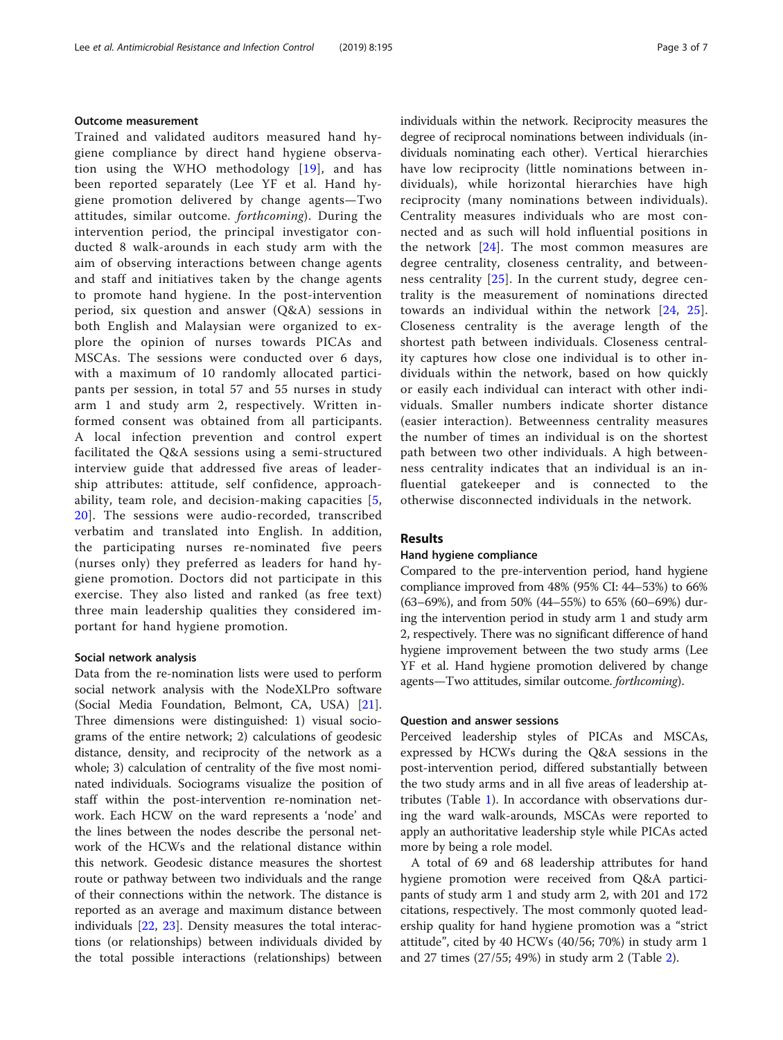### Outcome measurement

Trained and validated auditors measured hand hygiene compliance by direct hand hygiene observation using the WHO methodology [19], and has been reported separately (Lee YF et al. Hand hygiene promotion delivered by change agents—Two attitudes, similar outcome. *forthcoming*). During the intervention period, the principal investigator conducted 8 walk-arounds in each study arm with the aim of observing interactions between change agents and staff and initiatives taken by the change agents to promote hand hygiene. In the post-intervention period, six question and answer (Q&A) sessions in both English and Malaysian were organized to explore the opinion of nurses towards PICAs and MSCAs. The sessions were conducted over 6 days, with a maximum of 10 randomly allocated participants per session, in total 57 and 55 nurses in study arm 1 and study arm 2, respectively. Written informed consent was obtained from all participants. A local infection prevention and control expert facilitated the Q&A sessions using a semi-structured interview guide that addressed five areas of leadership attributes: attitude, self confidence, approachability, team role, and decision-making capacities [5, 20]. The sessions were audio-recorded, transcribed verbatim and translated into English. In addition, the participating nurses re-nominated five peers (nurses only) they preferred as leaders for hand hygiene promotion. Doctors did not participate in this exercise. They also listed and ranked (as free text) three main leadership qualities they considered important for hand hygiene promotion.

### Social network analysis

Data from the re-nomination lists were used to perform social network analysis with the NodeXLPro software (Social Media Foundation, Belmont, CA, USA) [21]. Three dimensions were distinguished: 1) visual sociograms of the entire network; 2) calculations of geodesic distance, density, and reciprocity of the network as a whole; 3) calculation of centrality of the five most nominated individuals. Sociograms visualize the position of staff within the post-intervention re-nomination network. Each HCW on the ward represents a 'node' and the lines between the nodes describe the personal network of the HCWs and the relational distance within this network. Geodesic distance measures the shortest route or pathway between two individuals and the range of their connections within the network. The distance is reported as an average and maximum distance between individuals [22, 23]. Density measures the total interactions (or relationships) between individuals divided by the total possible interactions (relationships) between individuals within the network. Reciprocity measures the degree of reciprocal nominations between individuals (individuals nominating each other). Vertical hierarchies have low reciprocity (little nominations between individuals), while horizontal hierarchies have high reciprocity (many nominations between individuals). Centrality measures individuals who are most connected and as such will hold influential positions in the network [24]. The most common measures are degree centrality, closeness centrality, and betweenness centrality [25]. In the current study, degree centrality is the measurement of nominations directed towards an individual within the network [24, 25]. Closeness centrality is the average length of the shortest path between individuals. Closeness centrality captures how close one individual is to other individuals within the network, based on how quickly or easily each individual can interact with other individuals. Smaller numbers indicate shorter distance (easier interaction). Betweenness centrality measures the number of times an individual is on the shortest path between two other individuals. A high betweenness centrality indicates that an individual is an influential gatekeeper and is connected to the otherwise disconnected individuals in the network.

## Results

### Hand hygiene compliance

Compared to the pre-intervention period, hand hygiene compliance improved from 48% (95% CI: 44–53%) to 66% (63–69%), and from 50% (44–55%) to 65% (60–69%) during the intervention period in study arm 1 and study arm 2, respectively. There was no significant difference of hand hygiene improvement between the two study arms (Lee YF et al. Hand hygiene promotion delivered by change agents—Two attitudes, similar outcome. *forthcoming*).

### Question and answer sessions

Perceived leadership styles of PICAs and MSCAs, expressed by HCWs during the Q&A sessions in the post-intervention period, differed substantially between the two study arms and in all five areas of leadership attributes (Table 1). In accordance with observations during the ward walk-arounds, MSCAs were reported to apply an authoritative leadership style while PICAs acted more by being a role model.

A total of 69 and 68 leadership attributes for hand hygiene promotion were received from Q&A participants of study arm 1 and study arm 2, with 201 and 172 citations, respectively. The most commonly quoted leadership quality for hand hygiene promotion was a "strict attitude", cited by 40 HCWs (40/56; 70%) in study arm 1 and 27 times (27/55; 49%) in study arm 2 (Table 2).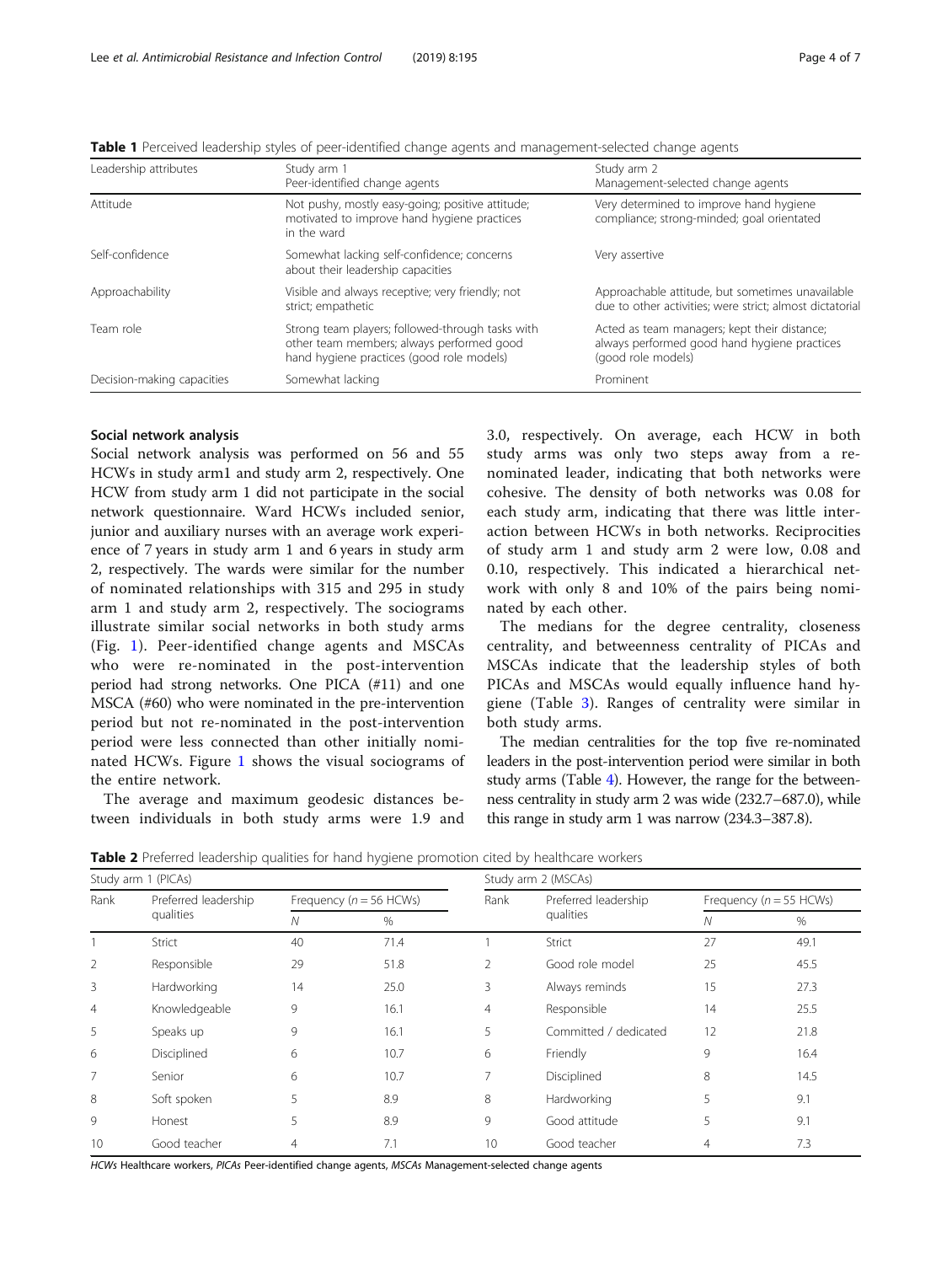**Table 1** Perceived leadership styles of peer-identified change agents and management-selected change agents

| Leadership attributes | Study arm 1<br>Peer-identified change agents | Study arm 2<br>Management-selected change agents |
|---|---|---|
| Attitude | Not pushy, mostly easy-going; positive attitude; motivated to improve hand hygiene practices in the ward | Very determined to improve hand hygiene compliance; strong-minded; goal orientated |
| Self-confidence | Somewhat lacking self-confidence; concerns about their leadership capacities | Very assertive |
| Approachability | Visible and always receptive; very friendly; not strict; empathetic | Approachable attitude, but sometimes unavailable due to other activities; were strict; almost dictatorial |
| Team role | Strong team players; followed-through tasks with other team members; always performed good hand hygiene practices (good role models) | Acted as team managers; kept their distance; always performed good hand hygiene practices (good role models) |
| Decision-making capacities | Somewhat lacking | Prominent |

### Social network analysis

Social network analysis was performed on 56 and 55 HCWs in study arm1 and study arm 2, respectively. One HCW from study arm 1 did not participate in the social network questionnaire. Ward HCWs included senior, junior and auxiliary nurses with an average work experience of 7 years in study arm 1 and 6 years in study arm 2, respectively. The wards were similar for the number of nominated relationships with 315 and 295 in study arm 1 and study arm 2, respectively. The sociograms illustrate similar social networks in both study arms (Fig. 1). Peer-identified change agents and MSCAs who were re-nominated in the post-intervention period had strong networks. One PICA (#11) and one MSCA (#60) who were nominated in the pre-intervention period but not re-nominated in the post-intervention period were less connected than other initially nominated HCWs. Figure 1 shows the visual sociograms of the entire network.

The average and maximum geodesic distances between individuals in both study arms were 1.9 and 3.0, respectively. On average, each HCW in both study arms was only two steps away from a re-nominated leader, indicating that both networks were cohesive. The density of both networks was 0.08 for each study arm, indicating that there was little interaction between HCWs in both networks. Reciprocities of study arm 1 and study arm 2 were low, 0.08 and 0.10, respectively. This indicated a hierarchical network with only 8 and 10% of the pairs being nominated by each other.

The medians for the degree centrality, closeness centrality, and betweenness centrality of PICAs and MSCAs indicate that the leadership styles of both PICAs and MSCAs would equally influence hand hygiene (Table 3). Ranges of centrality were similar in both study arms.

The median centralities for the top five re-nominated leaders in the post-intervention period were similar in both study arms (Table 4). However, the range for the betweenness centrality in study arm 2 was wide (232.7–687.0), while this range in study arm 1 was narrow (234.3–387.8).

**Table 2** Preferred leadership qualities for hand hygiene promotion cited by healthcare workers

| Study arm 1 (PICAs) | | | | Study arm 2 (MSCAs) | | | |
|---|---|---|---|---|---|---|---|
| Rank | Preferred leadership qualities | Frequency (*n* = 56 HCWs) | | Rank | Preferred leadership qualities | Frequency (*n* = 55 HCWs) | |
| | | *N* | % | | | *N* | % |
| 1 | Strict | 40 | 71.4 | 1 | Strict | 27 | 49.1 |
| 2 | Responsible | 29 | 51.8 | 2 | Good role model | 25 | 45.5 |
| 3 | Hardworking | 14 | 25.0 | 3 | Always reminds | 15 | 27.3 |
| 4 | Knowledgeable | 9 | 16.1 | 4 | Responsible | 14 | 25.5 |
| 5 | Speaks up | 9 | 16.1 | 5 | Committed / dedicated | 12 | 21.8 |
| 6 | Disciplined | 6 | 10.7 | 6 | Friendly | 9 | 16.4 |
| 7 | Senior | 6 | 10.7 | 7 | Disciplined | 8 | 14.5 |
| 8 | Soft spoken | 5 | 8.9 | 8 | Hardworking | 5 | 9.1 |
| 9 | Honest | 5 | 8.9 | 9 | Good attitude | 5 | 9.1 |
| 10 | Good teacher | 4 | 7.1 | 10 | Good teacher | 4 | 7.3 |

*HCWs* Healthcare workers, *PICAs* Peer-identified change agents, *MSCAs* Management-selected change agents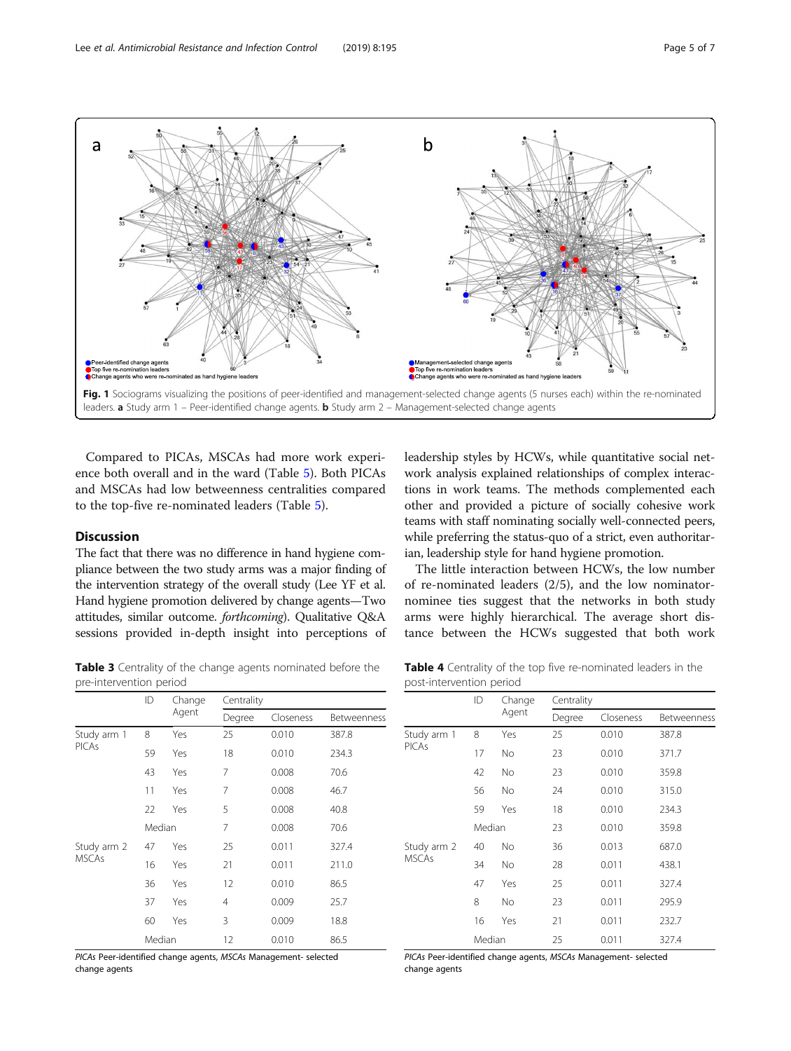Fig. 1 Sociograms visualizing the positions of peer-identified and management-selected change agents (5 nurses each) within the re-nominated leaders. **a** Study arm 1 – Peer-identified change agents. **b** Study arm 2 – Management-selected change agents

Compared to PICAs, MSCAs had more work experience both overall and in the ward (Table 5). Both PICAs and MSCAs had low betweenness centralities compared to the top-five re-nominated leaders (Table 5).

## Discussion

The fact that there was no difference in hand hygiene compliance between the two study arms was a major finding of the intervention strategy of the overall study (Lee YF et al. Hand hygiene promotion delivered by change agents—Two attitudes, similar outcome. *forthcoming*). Qualitative Q&A sessions provided in-depth insight into perceptions of leadership styles by HCWs, while quantitative social network analysis explained relationships of complex interactions in work teams. The methods complemented each other and provided a picture of socially cohesive work teams with staff nominating socially well-connected peers, while preferring the status-quo of a strict, even authoritarian, leadership style for hand hygiene promotion.

The little interaction between HCWs, the low number of re-nominated leaders (2/5), and the low nominator-nominee ties suggest that the networks in both study arms were highly hierarchical. The average short distance between the HCWs suggested that both work

**Table 3** Centrality of the change agents nominated before the pre-intervention period

| | ID | Change Agent | Centrality | | |
|---|---|---|---|---|---|
| | | | Degree | Closeness | Betweenness |
| Study arm 1 PICAs | 8 | Yes | 25 | 0.010 | 387.8 |
| | 59 | Yes | 18 | 0.010 | 234.3 |
| | 43 | Yes | 7 | 0.008 | 70.6 |
| | 11 | Yes | 7 | 0.008 | 46.7 |
| | 22 | Yes | 5 | 0.008 | 40.8 |
| | Median | | 7 | 0.008 | 70.6 |
| Study arm 2 MSCAs | 47 | Yes | 25 | 0.011 | 327.4 |
| | 16 | Yes | 21 | 0.011 | 211.0 |
| | 36 | Yes | 12 | 0.010 | 86.5 |
| | 37 | Yes | 4 | 0.009 | 25.7 |
| | 60 | Yes | 3 | 0.009 | 18.8 |
| | Median | | 12 | 0.010 | 86.5 |

*PICAs* Peer-identified change agents, *MSCAs* Management- selected change agents

**Table 4** Centrality of the top five re-nominated leaders in the post-intervention period

| | ID | Change Agent | Centrality | | |
|---|---|---|---|---|---|
| | | | Degree | Closeness | Betweenness |
| Study arm 1 PICAs | 8 | Yes | 25 | 0.010 | 387.8 |
| | 17 | No | 23 | 0.010 | 371.7 |
| | 42 | No | 23 | 0.010 | 359.8 |
| | 56 | No | 24 | 0.010 | 315.0 |
| | 59 | Yes | 18 | 0.010 | 234.3 |
| | Median | | 23 | 0.010 | 359.8 |
| Study arm 2 MSCAs | 40 | No | 36 | 0.013 | 687.0 |
| | 34 | No | 28 | 0.011 | 438.1 |
| | 47 | Yes | 25 | 0.011 | 327.4 |
| | 8 | No | 23 | 0.011 | 295.9 |
| | 16 | Yes | 21 | 0.011 | 232.7 |
| | Median | | 25 | 0.011 | 327.4 |

*PICAs* Peer-identified change agents, *MSCAs* Management- selected change agents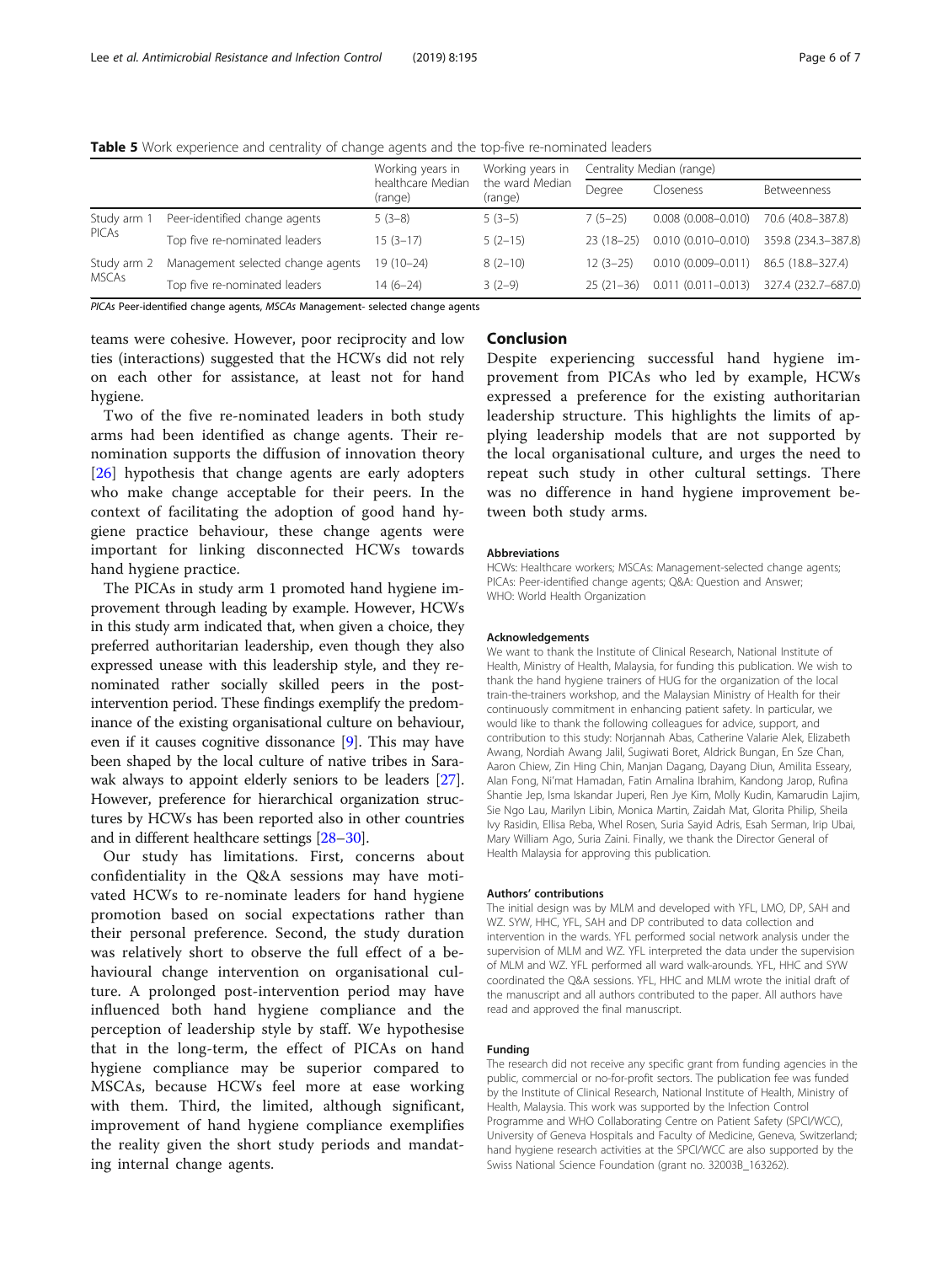**Table 5** Work experience and centrality of change agents and the top-five re-nominated leaders

| | | Working years in healthcare Median (range) | Working years in the ward Median (range) | Centrality Median (range) | | |
|---|---|---|---|---|---|---|
| | | | | Degree | Closeness | Betweenness |
| Study arm 1 PICAs | Peer-identified change agents | 5 (3–8) | 5 (3–5) | 7 (5–25) | 0.008 (0.008–0.010) | 70.6 (40.8–387.8) |
| | Top five re-nominated leaders | 15 (3–17) | 5 (2–15) | 23 (18–25) | 0.010 (0.010–0.010) | 359.8 (234.3–387.8) |
| Study arm 2 MSCAs | Management selected change agents | 19 (10–24) | 8 (2–10) | 12 (3–25) | 0.010 (0.009–0.011) | 86.5 (18.8–327.4) |
| | Top five re-nominated leaders | 14 (6–24) | 3 (2–9) | 25 (21–36) | 0.011 (0.011–0.013) | 327.4 (232.7–687.0) |

*PICAs* Peer-identified change agents, *MSCAs* Management- selected change agents

teams were cohesive. However, poor reciprocity and low ties (interactions) suggested that the HCWs did not rely on each other for assistance, at least not for hand hygiene.

Two of the five re-nominated leaders in both study arms had been identified as change agents. Their re-nomination supports the diffusion of innovation theory [26] hypothesis that change agents are early adopters who make change acceptable for their peers. In the context of facilitating the adoption of good hand hygiene practice behaviour, these change agents were important for linking disconnected HCWs towards hand hygiene practice.

The PICAs in study arm 1 promoted hand hygiene improvement through leading by example. However, HCWs in this study arm indicated that, when given a choice, they preferred authoritarian leadership, even though they also expressed unease with this leadership style, and they re-nominated rather socially skilled peers in the post-intervention period. These findings exemplify the predominance of the existing organisational culture on behaviour, even if it causes cognitive dissonance [9]. This may have been shaped by the local culture of native tribes in Sarawak always to appoint elderly seniors to be leaders [27]. However, preference for hierarchical organization structures by HCWs has been reported also in other countries and in different healthcare settings [28–30].

Our study has limitations. First, concerns about confidentiality in the Q&A sessions may have motivated HCWs to re-nominate leaders for hand hygiene promotion based on social expectations rather than their personal preference. Second, the study duration was relatively short to observe the full effect of a behavioural change intervention on organisational culture. A prolonged post-intervention period may have influenced both hand hygiene compliance and the perception of leadership style by staff. We hypothesise that in the long-term, the effect of PICAs on hand hygiene compliance may be superior compared to MSCAs, because HCWs feel more at ease working with them. Third, the limited, although significant, improvement of hand hygiene compliance exemplifies the reality given the short study periods and mandating internal change agents.

## Conclusion

Despite experiencing successful hand hygiene improvement from PICAs who led by example, HCWs expressed a preference for the existing authoritarian leadership structure. This highlights the limits of applying leadership models that are not supported by the local organisational culture, and urges the need to repeat such study in other cultural settings. There was no difference in hand hygiene improvement between both study arms.

#### Abbreviations

HCWs: Healthcare workers; MSCAs: Management-selected change agents; PICAs: Peer-identified change agents; Q&A: Question and Answer; WHO: World Health Organization

#### Acknowledgements

We want to thank the Institute of Clinical Research, National Institute of Health, Ministry of Health, Malaysia, for funding this publication. We wish to thank the hand hygiene trainers of HUG for the organization of the local train-the-trainers workshop, and the Malaysian Ministry of Health for their continuously commitment in enhancing patient safety. In particular, we would like to thank the following colleagues for advice, support, and contribution to this study: Norjannah Abas, Catherine Valarie Alek, Elizabeth Awang, Nordiah Awang Jalil, Sugiwati Boret, Aldrick Bungan, En Sze Chan, Aaron Chiew, Zin Hing Chin, Manjan Dagang, Dayang Diun, Amilita Esseary, Alan Fong, Ni'mat Hamadan, Fatin Amalina Ibrahim, Kandong Jarop, Rufina Shantie Jep, Isma Iskandar Juperi, Ren Jye Kim, Molly Kudin, Kamarudin Lajim, Sie Ngo Lau, Marilyn Libin, Monica Martin, Zaidah Mat, Glorita Philip, Sheila Ivy Rasidin, Ellisa Reba, Whel Rosen, Suria Sayid Adris, Esah Serman, Irip Ubai, Mary William Ago, Suria Zaini. Finally, we thank the Director General of Health Malaysia for approving this publication.

#### Authors' contributions

The initial design was by MLM and developed with YFL, LMO, DP, SAH and WZ. SYW, HHC, YFL, SAH and DP contributed to data collection and intervention in the wards. YFL performed social network analysis under the supervision of MLM and WZ. YFL interpreted the data under the supervision of MLM and WZ. YFL performed all ward walk-arounds. YFL, HHC and SYW coordinated the Q&A sessions. YFL, HHC and MLM wrote the initial draft of the manuscript and all authors contributed to the paper. All authors have read and approved the final manuscript.

#### Funding

The research did not receive any specific grant from funding agencies in the public, commercial or no-for-profit sectors. The publication fee was funded by the Institute of Clinical Research, National Institute of Health, Ministry of Health, Malaysia. This work was supported by the Infection Control Programme and WHO Collaborating Centre on Patient Safety (SPCI/WCC), University of Geneva Hospitals and Faculty of Medicine, Geneva, Switzerland; hand hygiene research activities at the SPCI/WCC are also supported by the Swiss National Science Foundation (grant no. 32003B_163262).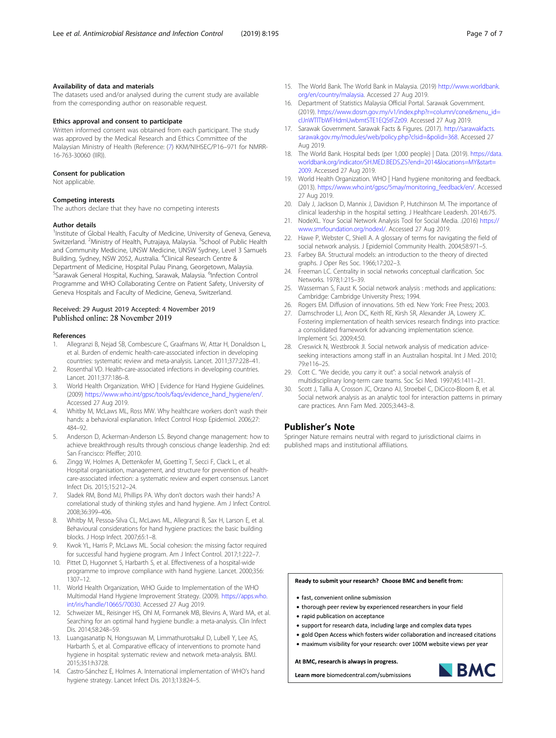### Availability of data and materials

The datasets used and/or analysed during the current study are available from the corresponding author on reasonable request.

### Ethics approval and consent to participate

Written informed consent was obtained from each participant. The study was approved by the Medical Research and Ethics Committee of the Malaysian Ministry of Health (Reference: (7) KKM/NIHSEC/P16–971 for NMRR-16-763-30060 (IIR)).

### Consent for publication

Not applicable.

### Competing interests

The authors declare that they have no competing interests

### Author details

[1]Institute of Global Health, Faculty of Medicine, University of Geneva, Geneva, Switzerland. [2]Ministry of Health, Putrajaya, Malaysia. [3]School of Public Health and Community Medicine, UNSW Medicine, UNSW Sydney, Level 3 Samuels Building, Sydney, NSW 2052, Australia. [4]Clinical Research Centre & Department of Medicine, Hospital Pulau Pinang, Georgetown, Malaysia. [5]Sarawak General Hospital, Kuching, Sarawak, Malaysia. [6]Infection Control Programme and WHO Collaborating Centre on Patient Safety, University of Geneva Hospitals and Faculty of Medicine, Geneva, Switzerland.

Received: 29 August 2019 Accepted: 4 November 2019
Published online: 28 November 2019

### References

1. Allegranzi B, Nejad SB, Combescure C, Graafmans W, Attar H, Donaldson L, et al. Burden of endemic health-care-associated infection in developing countries: systematic review and meta-analysis. Lancet. 2011;377:228–41.
2. Rosenthal VD. Health-care-associated infections in developing countries. Lancet. 2011;377:186–8.
3. World Health Organization. WHO | Evidence for Hand Hygiene Guidelines. (2009) https://www.who.int/gpsc/tools/faqs/evidence_hand_hygiene/en/. Accessed 27 Aug 2019.
4. Whitby M, McLaws ML, Ross MW. Why healthcare workers don't wash their hands: a behavioral explanation. Infect Control Hosp Epidemiol. 2006;27:484–92.
5. Anderson D, Ackerman-Anderson LS. Beyond change management: how to achieve breakthrough results through conscious change leadership. 2nd ed: San Francisco: Pfeiffer; 2010.
6. Zingg W, Holmes A, Dettenkofer M, Goetting T, Secci F, Clack L, et al. Hospital organisation, management, and structure for prevention of health-care-associated infection: a systematic review and expert consensus. Lancet Infect Dis. 2015;15:212–24.
7. Sladek RM, Bond MJ, Phillips PA. Why don't doctors wash their hands? A correlational study of thinking styles and hand hygiene. Am J Infect Control. 2008;36:399–406.
8. Whitby M, Pessoa-Silva CL, McLaws ML, Allegranzi B, Sax H, Larson E, et al. Behavioural considerations for hand hygiene practices: the basic building blocks. J Hosp Infect. 2007;65:1–8.
9. Kwok YL, Harris P, McLaws ML. Social cohesion: the missing factor required for successful hand hygiene program. Am J Infect Control. 2017;1:222–7.
10. Pittet D, Hugonnet S, Harbarth S, et al. Effectiveness of a hospital-wide programme to improve compliance with hand hygiene. Lancet. 2000;356:1307–12.
11. World Health Organization, WHO Guide to Implementation of the WHO Multimodal Hand Hygiene Improvement Strategy. (2009). https://apps.who.int/iris/handle/10665/70030. Accessed 27 Aug 2019.
12. Schweizer ML, Reisinger HS, Ohl M, Formanek MB, Blevins A, Ward MA, et al. Searching for an optimal hand hygiene bundle: a meta-analysis. Clin Infect Dis. 2014;58:248–59.
13. Luangasanatip N, Hongsuwan M, Limmathurotsakul D, Lubell Y, Lee AS, Harbarth S, et al. Comparative efficacy of interventions to promote hand hygiene in hospital: systematic review and network meta-analysis. BMJ. 2015;351:h3728.
14. Castro-Sánchez E, Holmes A. International implementation of WHO's hand hygiene strategy. Lancet Infect Dis. 2013;13:824–5.
15. The World Bank. The World Bank in Malaysia. (2019) http://www.worldbank.org/en/country/malaysia. Accessed 27 Aug 2019.
16. Department of Statistics Malaysia Official Portal. Sarawak Government. (2019). https://www.dosm.gov.my/v1/index.php?r=column/cone&menu_id=clJnWTlTbWFHdmUwbmtSTE1EQStFZz09. Accessed 27 Aug 2019.
17. Sarawak Government. Sarawak Facts & Figures. (2017). http://sarawakfacts.sarawak.gov.my/modules/web/policy.php?clsid=&polid=368. Accessed 27 Aug 2019.
18. The World Bank. Hospital beds (per 1,000 people) | Data. (2019). https://data.worldbank.org/indicator/SH.MED.BEDS.ZS?end=2014&locations=MY&start=2009. Accessed 27 Aug 2019.
19. World Health Organization. WHO | Hand hygiene monitoring and feedback. (2013). https://www.who.int/gpsc/5may/monitoring_feedback/en/. Accessed 27 Aug 2019.
20. Daly J, Jackson D, Mannix J, Davidson P, Hutchinson M. The importance of clinical leadership in the hospital setting. J Healthcare Leadersh. 2014;6:75.
21. NodeXL. Your Social Network Analysis Tool for Social Media. .(2016) https://www.smrfoundation.org/nodexl/. Accessed 27 Aug 2019.
22. Hawe P, Webster C, Shiell A. A glossary of terms for navigating the field of social network analysis. J Epidemiol Community Health. 2004;58:971–5.
23. Farbey BA. Structural models: an introduction to the theory of directed graphs. J Oper Res Soc. 1966;17:202–3.
24. Freeman LC. Centrality in social networks conceptual clarification. Soc Networks. 1978;1:215–39.
25. Wasserman S, Faust K. Social network analysis : methods and applications: Cambridge: Cambridge University Press; 1994.
26. Rogers EM. Diffusion of innovations. 5th ed. New York: Free Press; 2003.
27. Damschroder LJ, Aron DC, Keith RE, Kirsh SR, Alexander JA, Lowery JC. Fostering implementation of health services research findings into practice: a consolidated framework for advancing implementation science. Implement Sci. 2009;4:50.
28. Creswick N, Westbrook JI. Social network analysis of medication advice-seeking interactions among staff in an Australian hospital. Int J Med. 2010;79:e116–25.
29. Cott C. "We decide, you carry it out": a social network analysis of multidisciplinary long-term care teams. Soc Sci Med. 1997;45:1411–21.
30. Scott J, Tallia A, Crosson JC, Orzano AJ, Stroebel C, DiCicco-Bloom B, et al. Social network analysis as an analytic tool for interaction patterns in primary care practices. Ann Fam Med. 2005;3:443–8.

## Publisher's Note

Springer Nature remains neutral with regard to jurisdictional claims in published maps and institutional affiliations.

**Ready to submit your research? Choose BMC and benefit from:**

- fast, convenient online submission
- thorough peer review by experienced researchers in your field
- rapid publication on acceptance
- support for research data, including large and complex data types
- gold Open Access which fosters wider collaboration and increased citations
- maximum visibility for your research: over 100M website views per year

**At BMC, research is always in progress.**

**Learn more** biomedcentral.com/submissions